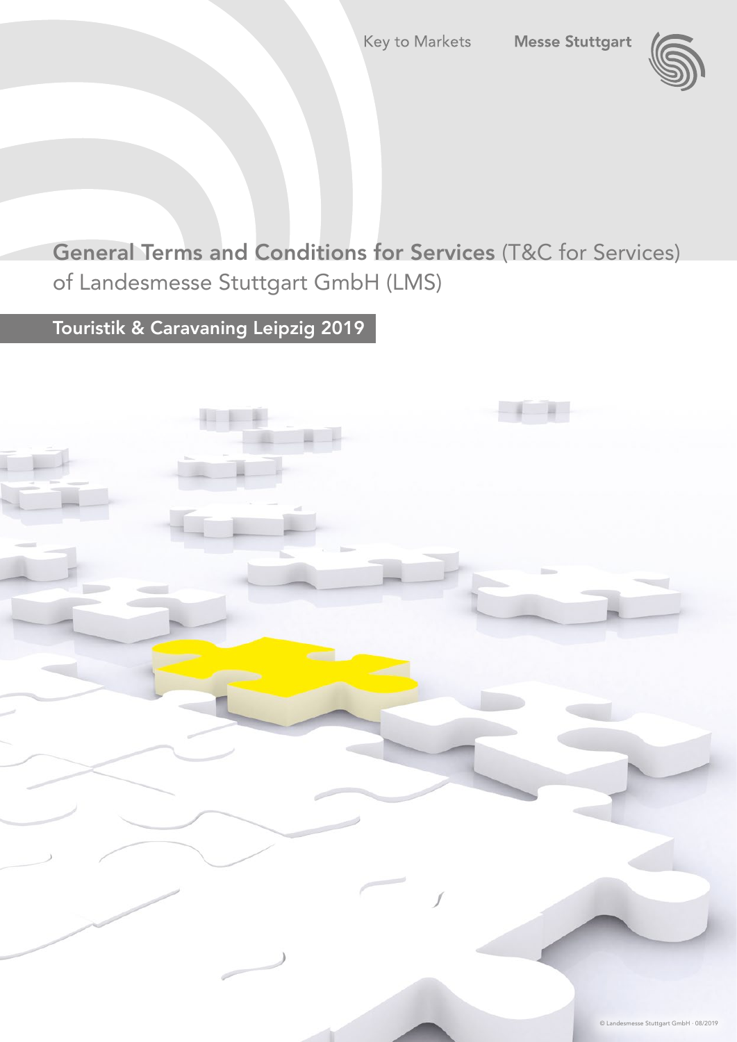Key to Markets

Messe Stuttgart

# General Terms and Conditions for Services (T&C for Services) of Landesmesse Stuttgart GmbH (LMS)

## Touristik & Caravaning Leipzig 2019

© Landesmesse Stuttgart GmbH · 08/2019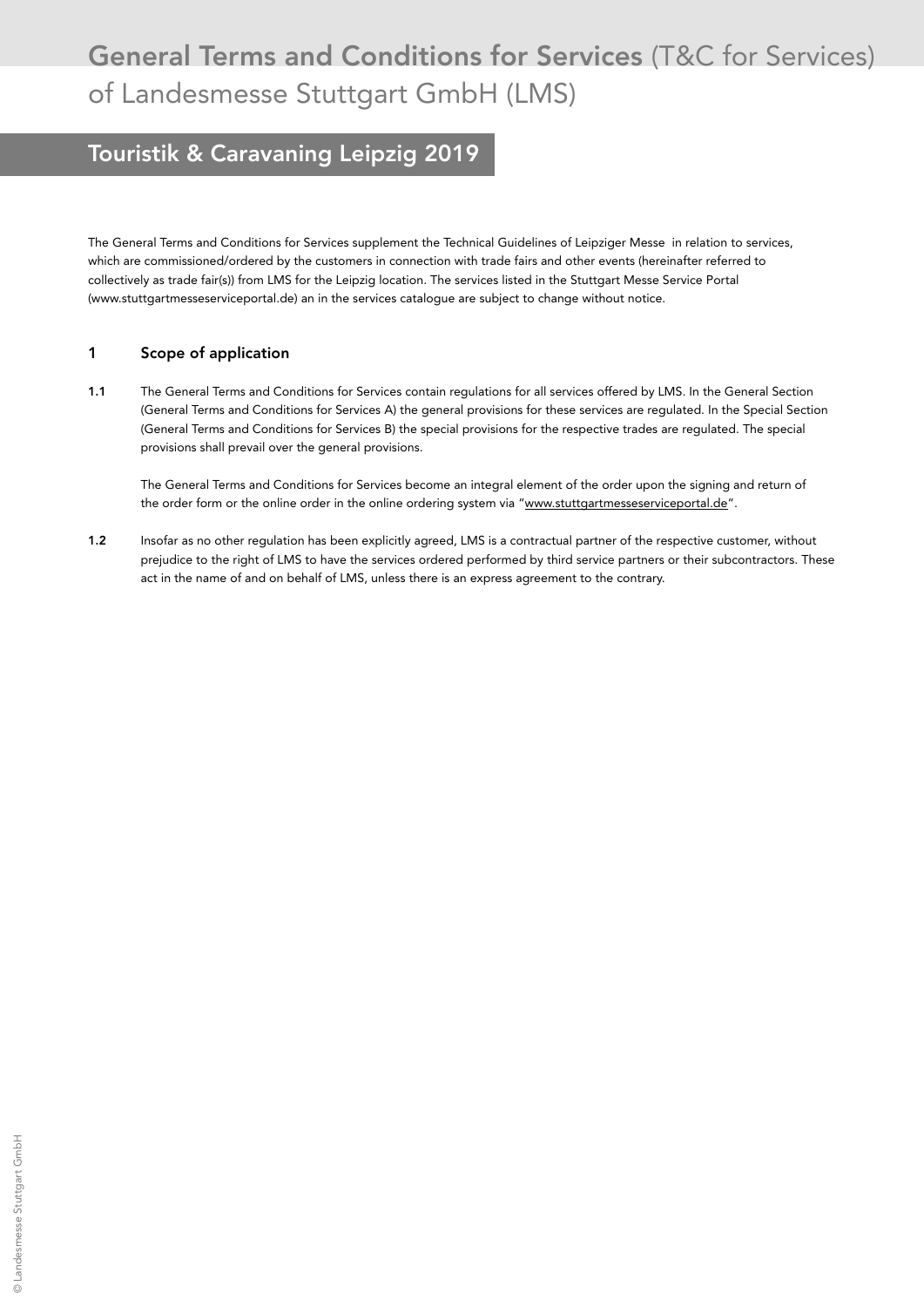# General Terms and Conditions for Services (T&C for Services) of Landesmesse Stuttgart GmbH (LMS)

## Touristik & Caravaning Leipzig 2019

The General Terms and Conditions for Services supplement the Technical Guidelines of Leipziger Messe in relation to services, which are commissioned/ordered by the customers in connection with trade fairs and other events (hereinafter referred to collectively as trade fair(s)) from LMS for the Leipzig location. The services listed in the Stuttgart Messe Service Portal (www.stuttgartmesseserviceportal.de) an in the services catalogue are subject to change without notice.

### 1 Scope of application

**1.1** The General Terms and Conditions for Services contain regulations for all services offered by LMS. In the General Section (General Terms and Conditions for Services A) the general provisions for these services are regulated. In the Special Section (General Terms and Conditions for Services B) the special provisions for the respective trades are regulated. The special provisions shall prevail over the general provisions.

The General Terms and Conditions for Services become an integral element of the order upon the signing and return of the order form or the online order in the online ordering system via "www.stuttgartmesseserviceportal.de".

**1.2** Insofar as no other regulation has been explicitly agreed, LMS is a contractual partner of the respective customer, without prejudice to the right of LMS to have the services ordered performed by third service partners or their subcontractors. These act in the name of and on behalf of LMS, unless there is an express agreement to the contrary.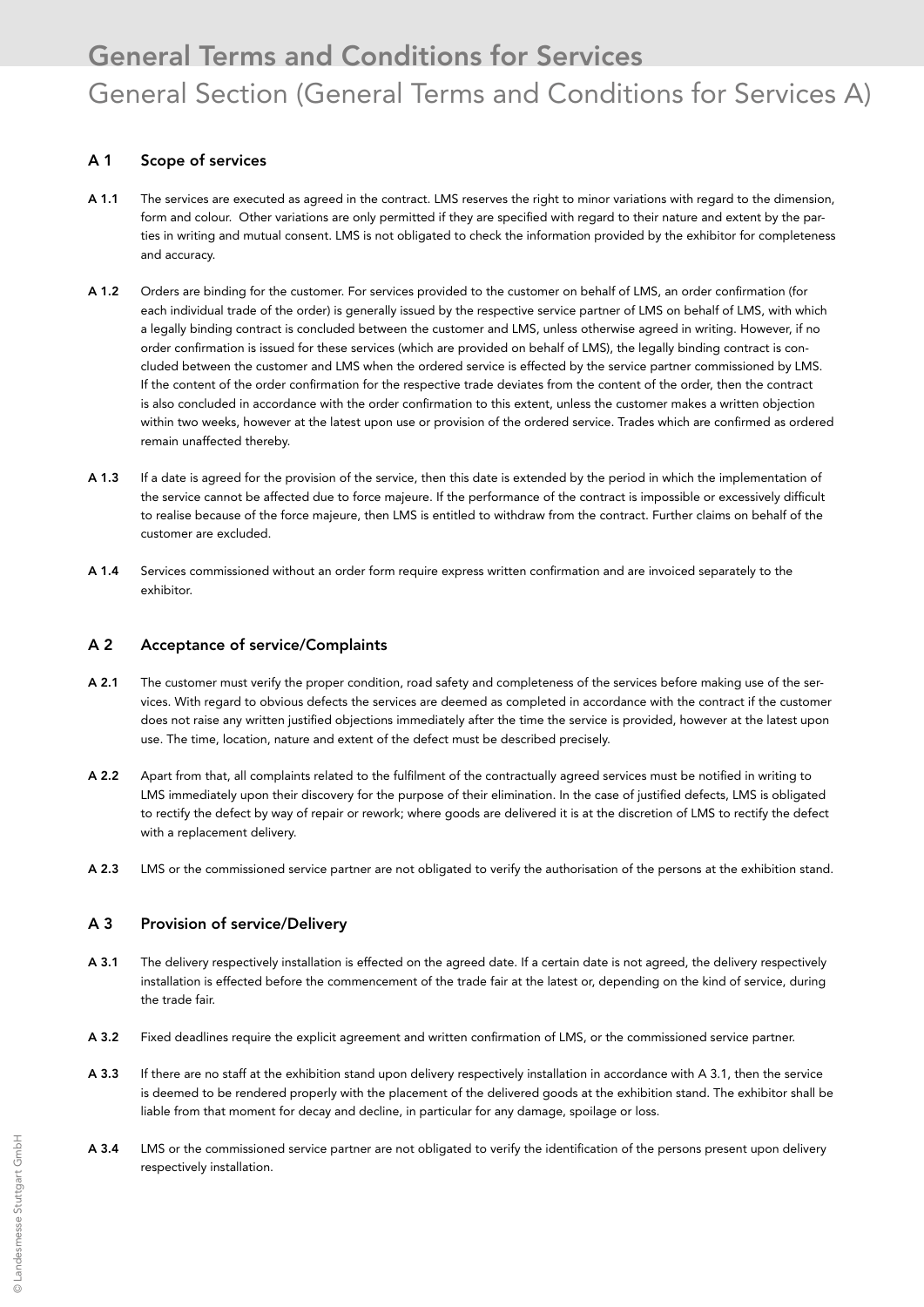# General Terms and Conditions for Services

## General Section (General Terms and Conditions for Services A)

### A 1 Scope of services

**A 1.1** The services are executed as agreed in the contract. LMS reserves the right to minor variations with regard to the dimension, form and colour. Other variations are only permitted if they are specified with regard to their nature and extent by the parties in writing and mutual consent. LMS is not obligated to check the information provided by the exhibitor for completeness and accuracy.

**A 1.2** Orders are binding for the customer. For services provided to the customer on behalf of LMS, an order confirmation (for each individual trade of the order) is generally issued by the respective service partner of LMS on behalf of LMS, with which a legally binding contract is concluded between the customer and LMS, unless otherwise agreed in writing. However, if no order confirmation is issued for these services (which are provided on behalf of LMS), the legally binding contract is concluded between the customer and LMS when the ordered service is effected by the service partner commissioned by LMS. If the content of the order confirmation for the respective trade deviates from the content of the order, then the contract is also concluded in accordance with the order confirmation to this extent, unless the customer makes a written objection within two weeks, however at the latest upon use or provision of the ordered service. Trades which are confirmed as ordered remain unaffected thereby.

**A 1.3** If a date is agreed for the provision of the service, then this date is extended by the period in which the implementation of the service cannot be affected due to force majeure. If the performance of the contract is impossible or excessively difficult to realise because of the force majeure, then LMS is entitled to withdraw from the contract. Further claims on behalf of the customer are excluded.

**A 1.4** Services commissioned without an order form require express written confirmation and are invoiced separately to the exhibitor.

### A 2 Acceptance of service/Complaints

**A 2.1** The customer must verify the proper condition, road safety and completeness of the services before making use of the services. With regard to obvious defects the services are deemed as completed in accordance with the contract if the customer does not raise any written justified objections immediately after the time the service is provided, however at the latest upon use. The time, location, nature and extent of the defect must be described precisely.

**A 2.2** Apart from that, all complaints related to the fulfilment of the contractually agreed services must be notified in writing to LMS immediately upon their discovery for the purpose of their elimination. In the case of justified defects, LMS is obligated to rectify the defect by way of repair or rework; where goods are delivered it is at the discretion of LMS to rectify the defect with a replacement delivery.

**A 2.3** LMS or the commissioned service partner are not obligated to verify the authorisation of the persons at the exhibition stand.

### A 3 Provision of service/Delivery

**A 3.1** The delivery respectively installation is effected on the agreed date. If a certain date is not agreed, the delivery respectively installation is effected before the commencement of the trade fair at the latest or, depending on the kind of service, during the trade fair.

**A 3.2** Fixed deadlines require the explicit agreement and written confirmation of LMS, or the commissioned service partner.

**A 3.3** If there are no staff at the exhibition stand upon delivery respectively installation in accordance with A 3.1, then the service is deemed to be rendered properly with the placement of the delivered goods at the exhibition stand. The exhibitor shall be liable from that moment for decay and decline, in particular for any damage, spoilage or loss.

**A 3.4** LMS or the commissioned service partner are not obligated to verify the identification of the persons present upon delivery respectively installation.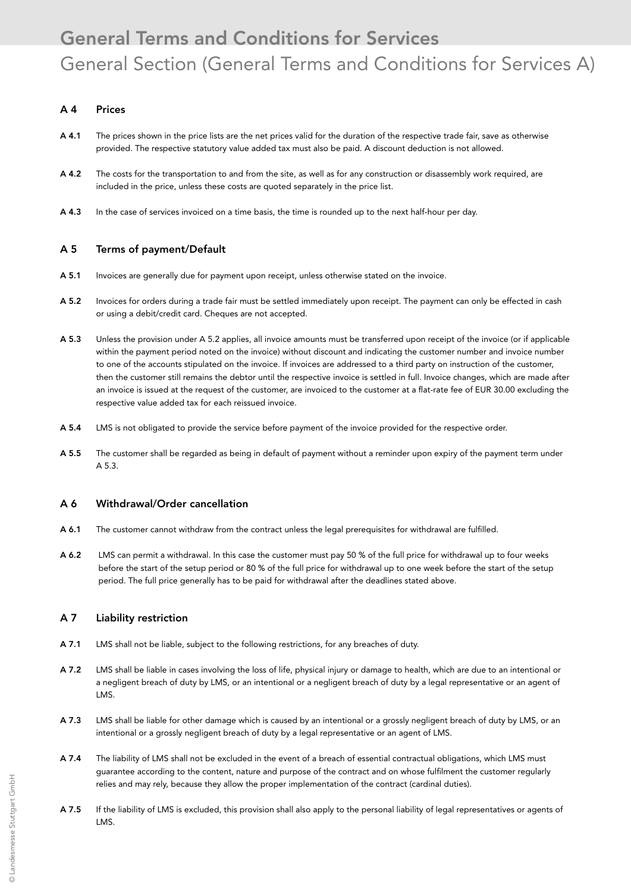# General Terms and Conditions for Services

## General Section (General Terms and Conditions for Services A)

### A 4 Prices

**A 4.1** The prices shown in the price lists are the net prices valid for the duration of the respective trade fair, save as otherwise provided. The respective statutory value added tax must also be paid. A discount deduction is not allowed.

**A 4.2** The costs for the transportation to and from the site, as well as for any construction or disassembly work required, are included in the price, unless these costs are quoted separately in the price list.

**A 4.3** In the case of services invoiced on a time basis, the time is rounded up to the next half-hour per day.

### A 5 Terms of payment/Default

**A 5.1** Invoices are generally due for payment upon receipt, unless otherwise stated on the invoice.

**A 5.2** Invoices for orders during a trade fair must be settled immediately upon receipt. The payment can only be effected in cash or using a debit/credit card. Cheques are not accepted.

**A 5.3** Unless the provision under A 5.2 applies, all invoice amounts must be transferred upon receipt of the invoice (or if applicable within the payment period noted on the invoice) without discount and indicating the customer number and invoice number to one of the accounts stipulated on the invoice. If invoices are addressed to a third party on instruction of the customer, then the customer still remains the debtor until the respective invoice is settled in full. Invoice changes, which are made after an invoice is issued at the request of the customer, are invoiced to the customer at a flat-rate fee of EUR 30.00 excluding the respective value added tax for each reissued invoice.

**A 5.4** LMS is not obligated to provide the service before payment of the invoice provided for the respective order.

**A 5.5** The customer shall be regarded as being in default of payment without a reminder upon expiry of the payment term under A 5.3.

### A 6 Withdrawal/Order cancellation

**A 6.1** The customer cannot withdraw from the contract unless the legal prerequisites for withdrawal are fulfilled.

**A 6.2** LMS can permit a withdrawal. In this case the customer must pay 50 % of the full price for withdrawal up to four weeks before the start of the setup period or 80 % of the full price for withdrawal up to one week before the start of the setup period. The full price generally has to be paid for withdrawal after the deadlines stated above.

### A 7 Liability restriction

**A 7.1** LMS shall not be liable, subject to the following restrictions, for any breaches of duty.

**A 7.2** LMS shall be liable in cases involving the loss of life, physical injury or damage to health, which are due to an intentional or a negligent breach of duty by LMS, or an intentional or a negligent breach of duty by a legal representative or an agent of LMS.

**A 7.3** LMS shall be liable for other damage which is caused by an intentional or a grossly negligent breach of duty by LMS, or an intentional or a grossly negligent breach of duty by a legal representative or an agent of LMS.

**A 7.4** The liability of LMS shall not be excluded in the event of a breach of essential contractual obligations, which LMS must guarantee according to the content, nature and purpose of the contract and on whose fulfilment the customer regularly relies and may rely, because they allow the proper implementation of the contract (cardinal duties).

**A 7.5** If the liability of LMS is excluded, this provision shall also apply to the personal liability of legal representatives or agents of LMS.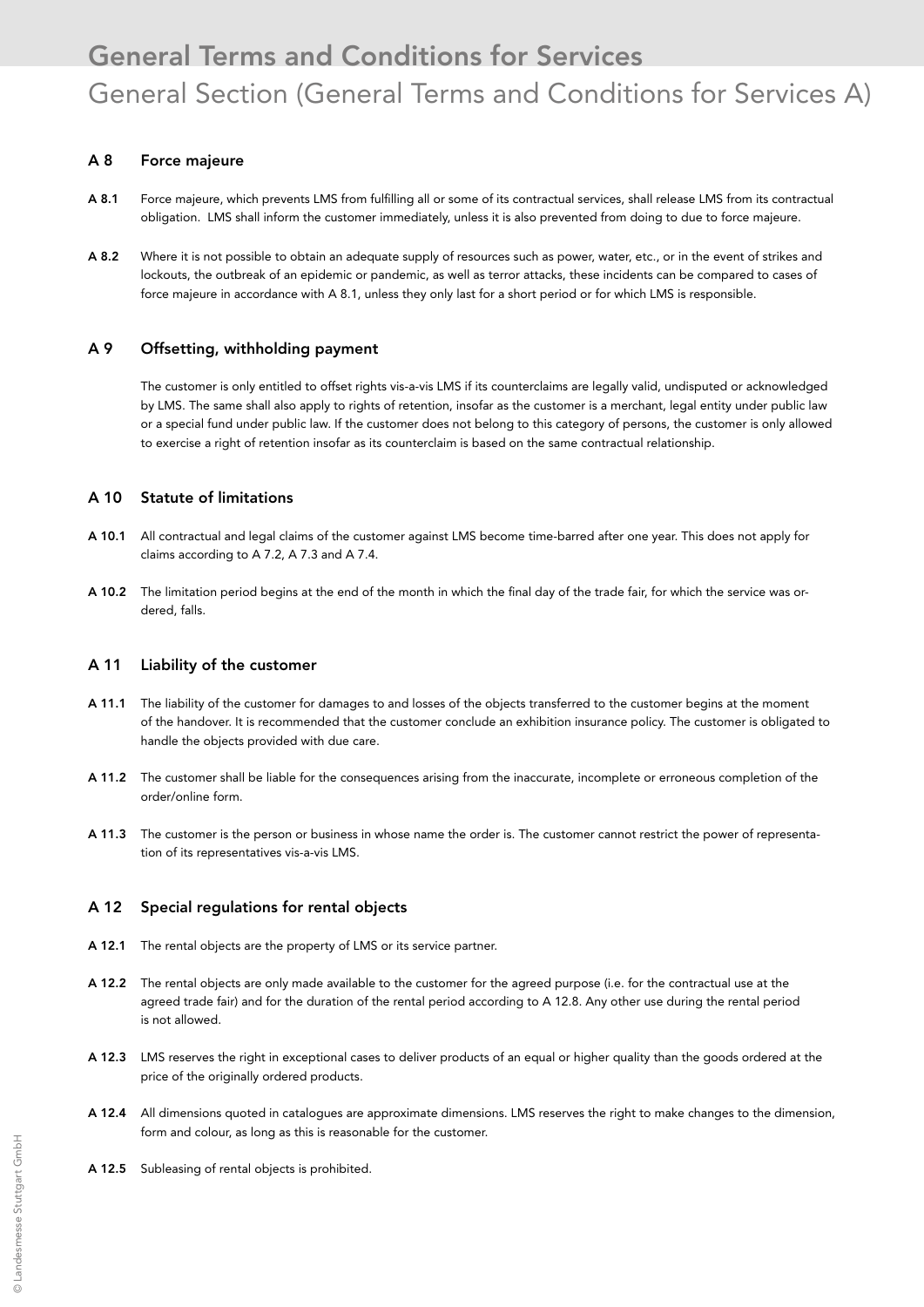# General Terms and Conditions for Services

## General Section (General Terms and Conditions for Services A)

### A 8 Force majeure

**A 8.1** Force majeure, which prevents LMS from fulfilling all or some of its contractual services, shall release LMS from its contractual obligation. LMS shall inform the customer immediately, unless it is also prevented from doing to due to force majeure.

**A 8.2** Where it is not possible to obtain an adequate supply of resources such as power, water, etc., or in the event of strikes and lockouts, the outbreak of an epidemic or pandemic, as well as terror attacks, these incidents can be compared to cases of force majeure in accordance with A 8.1, unless they only last for a short period or for which LMS is responsible.

### A 9 Offsetting, withholding payment

The customer is only entitled to offset rights vis-a-vis LMS if its counterclaims are legally valid, undisputed or acknowledged by LMS. The same shall also apply to rights of retention, insofar as the customer is a merchant, legal entity under public law or a special fund under public law. If the customer does not belong to this category of persons, the customer is only allowed to exercise a right of retention insofar as its counterclaim is based on the same contractual relationship.

### A 10 Statute of limitations

**A 10.1** All contractual and legal claims of the customer against LMS become time-barred after one year. This does not apply for claims according to A 7.2, A 7.3 and A 7.4.

**A 10.2** The limitation period begins at the end of the month in which the final day of the trade fair, for which the service was ordered, falls.

### A 11 Liability of the customer

**A 11.1** The liability of the customer for damages to and losses of the objects transferred to the customer begins at the moment of the handover. It is recommended that the customer conclude an exhibition insurance policy. The customer is obligated to handle the objects provided with due care.

**A 11.2** The customer shall be liable for the consequences arising from the inaccurate, incomplete or erroneous completion of the order/online form.

**A 11.3** The customer is the person or business in whose name the order is. The customer cannot restrict the power of representation of its representatives vis-a-vis LMS.

### A 12 Special regulations for rental objects

**A 12.1** The rental objects are the property of LMS or its service partner.

**A 12.2** The rental objects are only made available to the customer for the agreed purpose (i.e. for the contractual use at the agreed trade fair) and for the duration of the rental period according to A 12.8. Any other use during the rental period is not allowed.

**A 12.3** LMS reserves the right in exceptional cases to deliver products of an equal or higher quality than the goods ordered at the price of the originally ordered products.

**A 12.4** All dimensions quoted in catalogues are approximate dimensions. LMS reserves the right to make changes to the dimension, form and colour, as long as this is reasonable for the customer.

**A 12.5** Subleasing of rental objects is prohibited.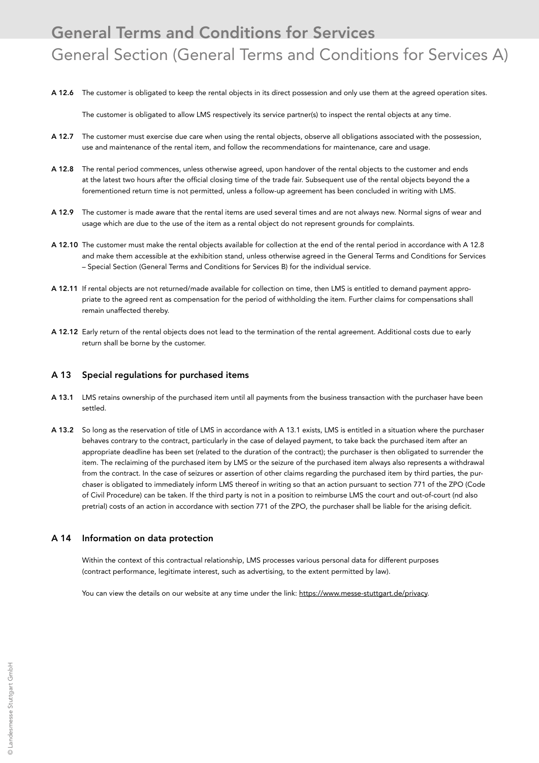**A 12.6** The customer is obligated to keep the rental objects in its direct possession and only use them at the agreed operation sites.

The customer is obligated to allow LMS respectively its service partner(s) to inspect the rental objects at any time.

**A 12.7** The customer must exercise due care when using the rental objects, observe all obligations associated with the possession, use and maintenance of the rental item, and follow the recommendations for maintenance, care and usage.

**A 12.8** The rental period commences, unless otherwise agreed, upon handover of the rental objects to the customer and ends at the latest two hours after the official closing time of the trade fair. Subsequent use of the rental objects beyond the a forementioned return time is not permitted, unless a follow-up agreement has been concluded in writing with LMS.

**A 12.9** The customer is made aware that the rental items are used several times and are not always new. Normal signs of wear and usage which are due to the use of the item as a rental object do not represent grounds for complaints.

**A 12.10** The customer must make the rental objects available for collection at the end of the rental period in accordance with A 12.8 and make them accessible at the exhibition stand, unless otherwise agreed in the General Terms and Conditions for Services – Special Section (General Terms and Conditions for Services B) for the individual service.

**A 12.11** If rental objects are not returned/made available for collection on time, then LMS is entitled to demand payment appropriate to the agreed rent as compensation for the period of withholding the item. Further claims for compensations shall remain unaffected thereby.

**A 12.12** Early return of the rental objects does not lead to the termination of the rental agreement. Additional costs due to early return shall be borne by the customer.

## A 13 Special regulations for purchased items

**A 13.1** LMS retains ownership of the purchased item until all payments from the business transaction with the purchaser have been settled.

**A 13.2** So long as the reservation of title of LMS in accordance with A 13.1 exists, LMS is entitled in a situation where the purchaser behaves contrary to the contract, particularly in the case of delayed payment, to take back the purchased item after an appropriate deadline has been set (related to the duration of the contract); the purchaser is then obligated to surrender the item. The reclaiming of the purchased item by LMS or the seizure of the purchased item always also represents a withdrawal from the contract. In the case of seizures or assertion of other claims regarding the purchased item by third parties, the purchaser is obligated to immediately inform LMS thereof in writing so that an action pursuant to section 771 of the ZPO (Code of Civil Procedure) can be taken. If the third party is not in a position to reimburse LMS the court and out-of-court (nd also pretrial) costs of an action in accordance with section 771 of the ZPO, the purchaser shall be liable for the arising deficit.

## A 14 Information on data protection

Within the context of this contractual relationship, LMS processes various personal data for different purposes (contract performance, legitimate interest, such as advertising, to the extent permitted by law).

You can view the details on our website at any time under the link: https://www.messe-stuttgart.de/privacy.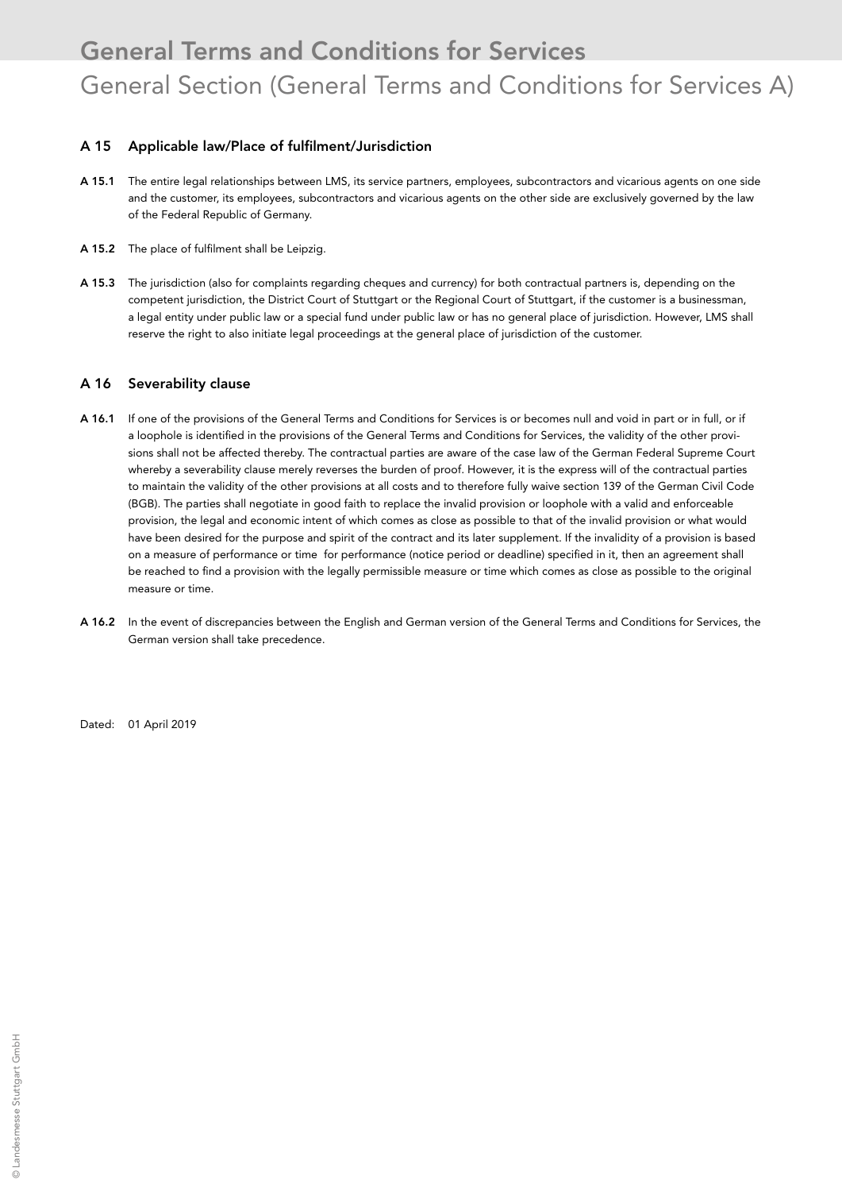## A 15 Applicable law/Place of fulfilment/Jurisdiction

**A 15.1** The entire legal relationships between LMS, its service partners, employees, subcontractors and vicarious agents on one side and the customer, its employees, subcontractors and vicarious agents on the other side are exclusively governed by the law of the Federal Republic of Germany.

**A 15.2** The place of fulfilment shall be Leipzig.

**A 15.3** The jurisdiction (also for complaints regarding cheques and currency) for both contractual partners is, depending on the competent jurisdiction, the District Court of Stuttgart or the Regional Court of Stuttgart, if the customer is a businessman, a legal entity under public law or a special fund under public law or has no general place of jurisdiction. However, LMS shall reserve the right to also initiate legal proceedings at the general place of jurisdiction of the customer.

## A 16 Severability clause

**A 16.1** If one of the provisions of the General Terms and Conditions for Services is or becomes null and void in part or in full, or if a loophole is identified in the provisions of the General Terms and Conditions for Services, the validity of the other provisions shall not be affected thereby. The contractual parties are aware of the case law of the German Federal Supreme Court whereby a severability clause merely reverses the burden of proof. However, it is the express will of the contractual parties to maintain the validity of the other provisions at all costs and to therefore fully waive section 139 of the German Civil Code (BGB). The parties shall negotiate in good faith to replace the invalid provision or loophole with a valid and enforceable provision, the legal and economic intent of which comes as close as possible to that of the invalid provision or what would have been desired for the purpose and spirit of the contract and its later supplement. If the invalidity of a provision is based on a measure of performance or time for performance (notice period or deadline) specified in it, then an agreement shall be reached to find a provision with the legally permissible measure or time which comes as close as possible to the original measure or time.

**A 16.2** In the event of discrepancies between the English and German version of the General Terms and Conditions for Services, the German version shall take precedence.

Dated: 01 April 2019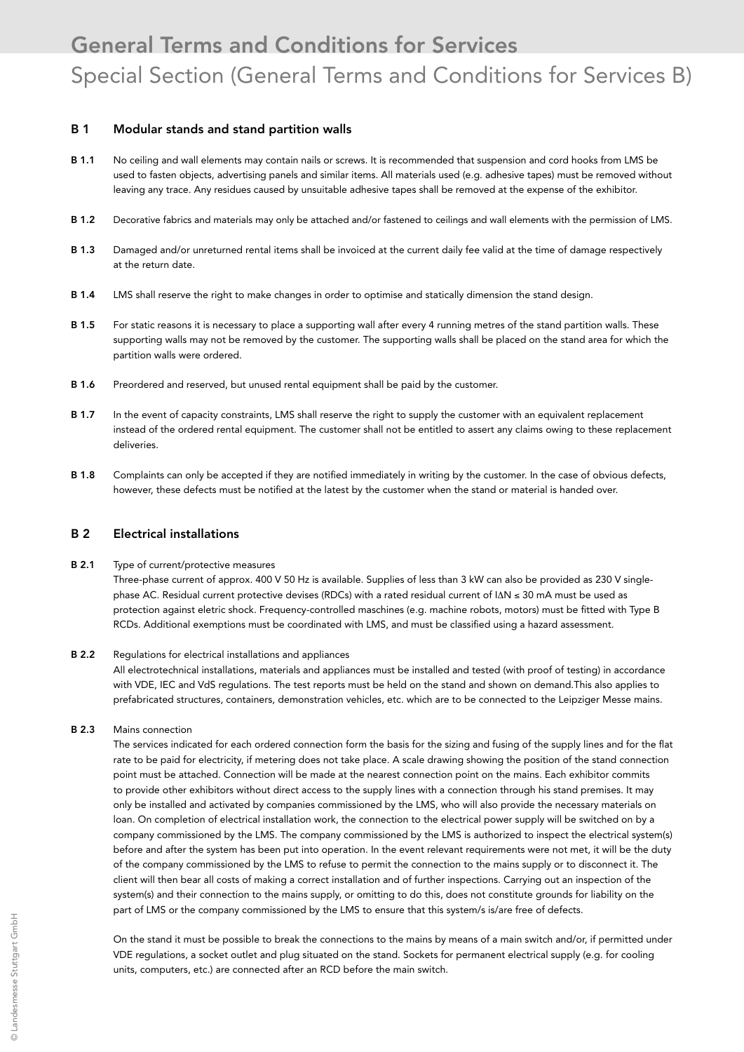# General Terms and Conditions for Services

## Special Section (General Terms and Conditions for Services B)

### B 1 Modular stands and stand partition walls

**B 1.1** No ceiling and wall elements may contain nails or screws. It is recommended that suspension and cord hooks from LMS be used to fasten objects, advertising panels and similar items. All materials used (e.g. adhesive tapes) must be removed without leaving any trace. Any residues caused by unsuitable adhesive tapes shall be removed at the expense of the exhibitor.

**B 1.2** Decorative fabrics and materials may only be attached and/or fastened to ceilings and wall elements with the permission of LMS.

**B 1.3** Damaged and/or unreturned rental items shall be invoiced at the current daily fee valid at the time of damage respectively at the return date.

**B 1.4** LMS shall reserve the right to make changes in order to optimise and statically dimension the stand design.

**B 1.5** For static reasons it is necessary to place a supporting wall after every 4 running metres of the stand partition walls. These supporting walls may not be removed by the customer. The supporting walls shall be placed on the stand area for which the partition walls were ordered.

**B 1.6** Preordered and reserved, but unused rental equipment shall be paid by the customer.

**B 1.7** In the event of capacity constraints, LMS shall reserve the right to supply the customer with an equivalent replacement instead of the ordered rental equipment. The customer shall not be entitled to assert any claims owing to these replacement deliveries.

**B 1.8** Complaints can only be accepted if they are notified immediately in writing by the customer. In the case of obvious defects, however, these defects must be notified at the latest by the customer when the stand or material is handed over.

### B 2 Electrical installations

**B 2.1** Type of current/protective measures

Three-phase current of approx. 400 V 50 Hz is available. Supplies of less than 3 kW can also be provided as 230 V single-phase AC. Residual current protective devises (RDCs) with a rated residual current of $I\Delta N \leq 30$ mA must be used as protection against eletric shock. Frequency-controlled maschines (e.g. machine robots, motors) must be fitted with Type B RCDs. Additional exemptions must be coordinated with LMS, and must be classified using a hazard assessment.

**B 2.2** Regulations for electrical installations and appliances

All electrotechnical installations, materials and appliances must be installed and tested (with proof of testing) in accordance with VDE, IEC and VdS regulations. The test reports must be held on the stand and shown on demand.This also applies to prefabricated structures, containers, demonstration vehicles, etc. which are to be connected to the Leipziger Messe mains.

**B 2.3** Mains connection

The services indicated for each ordered connection form the basis for the sizing and fusing of the supply lines and for the flat rate to be paid for electricity, if metering does not take place. A scale drawing showing the position of the stand connection point must be attached. Connection will be made at the nearest connection point on the mains. Each exhibitor commits to provide other exhibitors without direct access to the supply lines with a connection through his stand premises. It may only be installed and activated by companies commissioned by the LMS, who will also provide the necessary materials on loan. On completion of electrical installation work, the connection to the electrical power supply will be switched on by a company commissioned by the LMS. The company commissioned by the LMS is authorized to inspect the electrical system(s) before and after the system has been put into operation. In the event relevant requirements were not met, it will be the duty of the company commissioned by the LMS to refuse to permit the connection to the mains supply or to disconnect it. The client will then bear all costs of making a correct installation and of further inspections. Carrying out an inspection of the system(s) and their connection to the mains supply, or omitting to do this, does not constitute grounds for liability on the part of LMS or the company commissioned by the LMS to ensure that this system/s is/are free of defects.

On the stand it must be possible to break the connections to the mains by means of a main switch and/or, if permitted under VDE regulations, a socket outlet and plug situated on the stand. Sockets for permanent electrical supply (e.g. for cooling units, computers, etc.) are connected after an RCD before the main switch.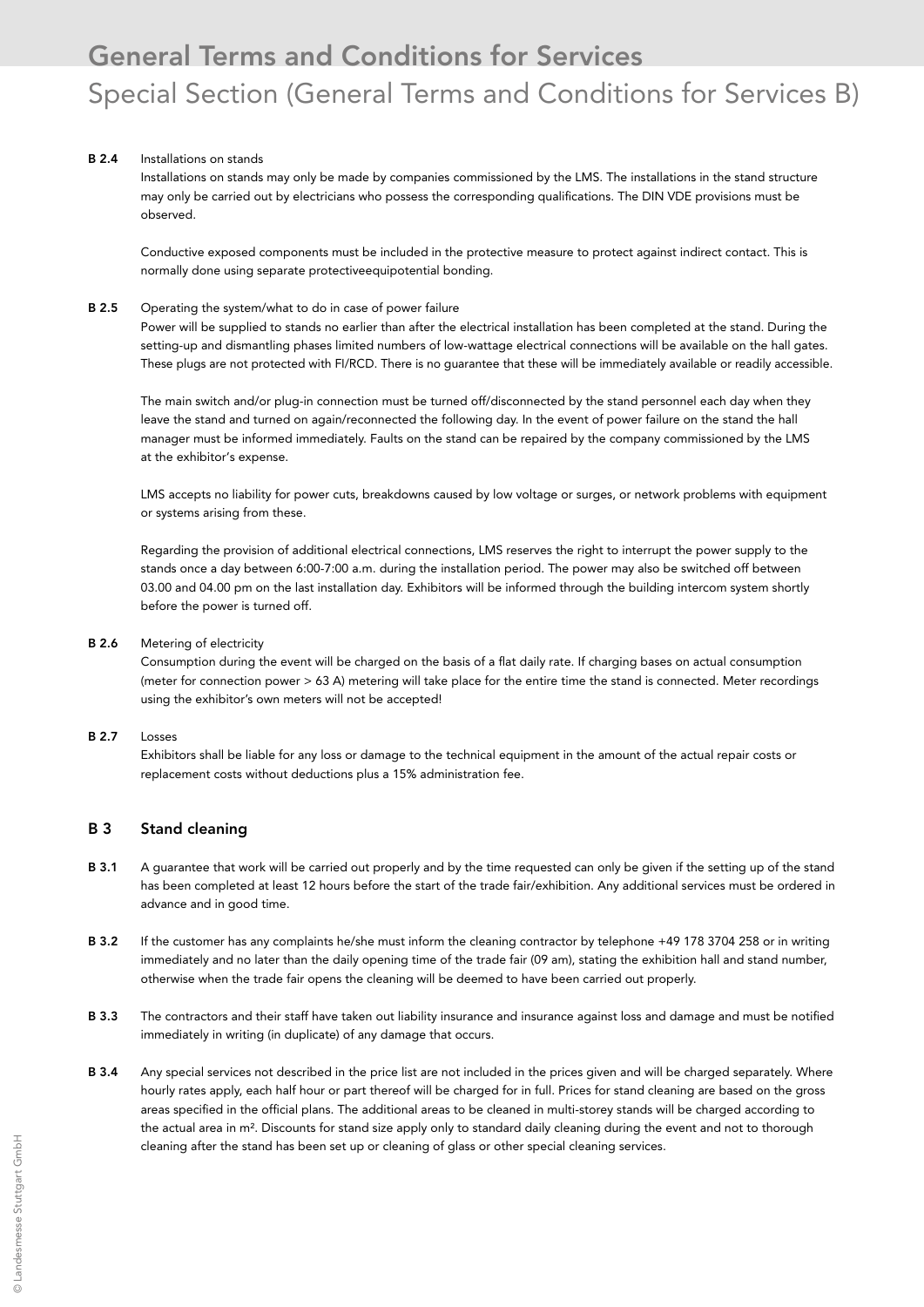# General Terms and Conditions for Services

## Special Section (General Terms and Conditions for Services B)

**B 2.4** Installations on stands

Installations on stands may only be made by companies commissioned by the LMS. The installations in the stand structure may only be carried out by electricians who possess the corresponding qualifications. The DIN VDE provisions must be observed.

Conductive exposed components must be included in the protective measure to protect against indirect contact. This is normally done using separate protectiveequipotential bonding.

**B 2.5** Operating the system/what to do in case of power failure

Power will be supplied to stands no earlier than after the electrical installation has been completed at the stand. During the setting-up and dismantling phases limited numbers of low-wattage electrical connections will be available on the hall gates. These plugs are not protected with FI/RCD. There is no guarantee that these will be immediately available or readily accessible.

The main switch and/or plug-in connection must be turned off/disconnected by the stand personnel each day when they leave the stand and turned on again/reconnected the following day. In the event of power failure on the stand the hall manager must be informed immediately. Faults on the stand can be repaired by the company commissioned by the LMS at the exhibitor's expense.

LMS accepts no liability for power cuts, breakdowns caused by low voltage or surges, or network problems with equipment or systems arising from these.

Regarding the provision of additional electrical connections, LMS reserves the right to interrupt the power supply to the stands once a day between 6:00-7:00 a.m. during the installation period. The power may also be switched off between 03.00 and 04.00 pm on the last installation day. Exhibitors will be informed through the building intercom system shortly before the power is turned off.

**B 2.6** Metering of electricity

Consumption during the event will be charged on the basis of a flat daily rate. If charging bases on actual consumption (meter for connection power > 63 A) metering will take place for the entire time the stand is connected. Meter recordings using the exhibitor's own meters will not be accepted!

**B 2.7** Losses

Exhibitors shall be liable for any loss or damage to the technical equipment in the amount of the actual repair costs or replacement costs without deductions plus a 15% administration fee.

### B 3 Stand cleaning

**B 3.1** A guarantee that work will be carried out properly and by the time requested can only be given if the setting up of the stand has been completed at least 12 hours before the start of the trade fair/exhibition. Any additional services must be ordered in advance and in good time.

**B 3.2** If the customer has any complaints he/she must inform the cleaning contractor by telephone +49 178 3704 258 or in writing immediately and no later than the daily opening time of the trade fair (09 am), stating the exhibition hall and stand number, otherwise when the trade fair opens the cleaning will be deemed to have been carried out properly.

**B 3.3** The contractors and their staff have taken out liability insurance and insurance against loss and damage and must be notified immediately in writing (in duplicate) of any damage that occurs.

**B 3.4** Any special services not described in the price list are not included in the prices given and will be charged separately. Where hourly rates apply, each half hour or part thereof will be charged for in full. Prices for stand cleaning are based on the gross areas specified in the official plans. The additional areas to be cleaned in multi-storey stands will be charged according to the actual area in m². Discounts for stand size apply only to standard daily cleaning during the event and not to thorough cleaning after the stand has been set up or cleaning of glass or other special cleaning services.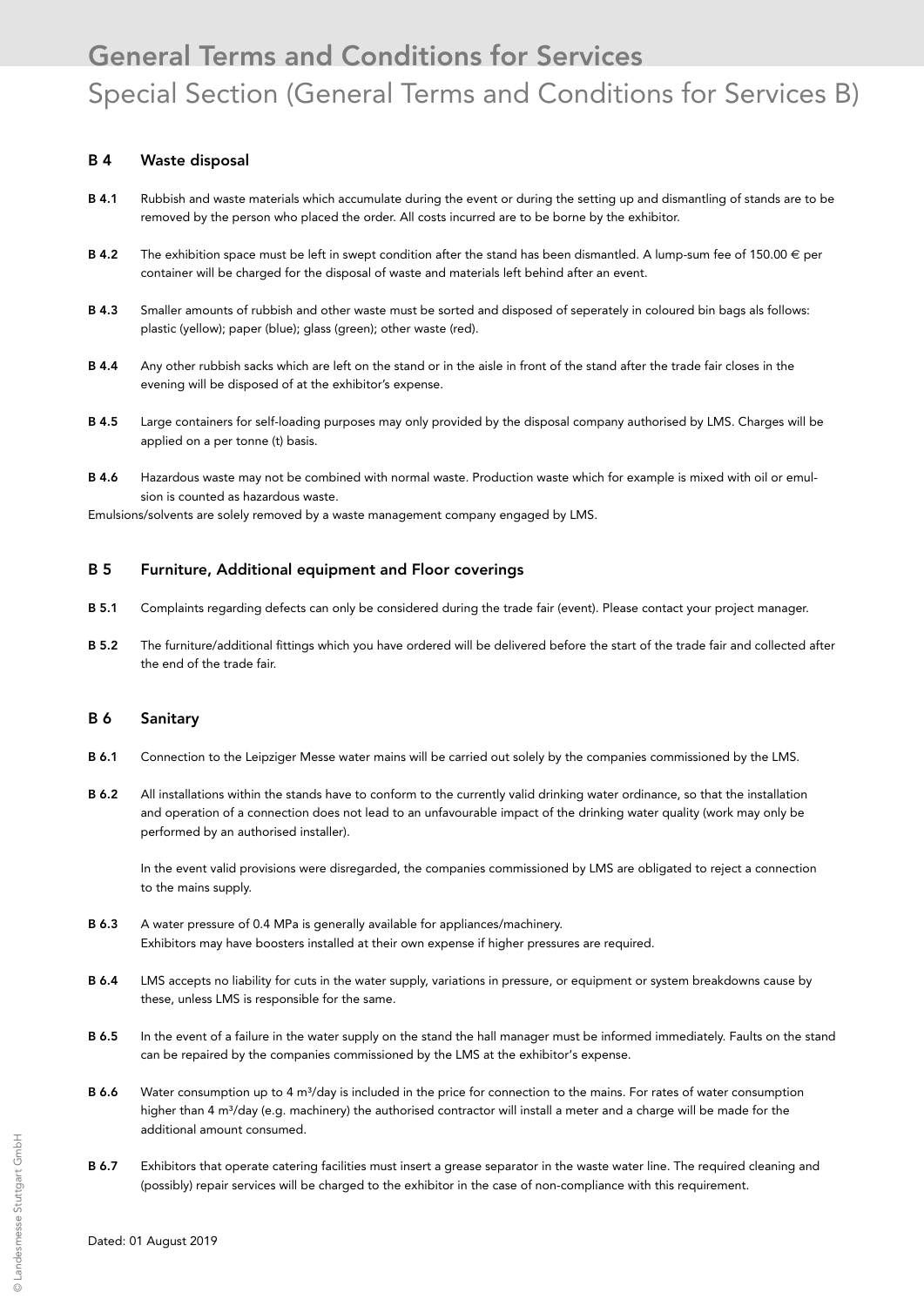# General Terms and Conditions for Services

## Special Section (General Terms and Conditions for Services B)

### B 4 Waste disposal

**B 4.1** Rubbish and waste materials which accumulate during the event or during the setting up and dismantling of stands are to be removed by the person who placed the order. All costs incurred are to be borne by the exhibitor.

**B 4.2** The exhibition space must be left in swept condition after the stand has been dismantled. A lump-sum fee of 150.00 € per container will be charged for the disposal of waste and materials left behind after an event.

**B 4.3** Smaller amounts of rubbish and other waste must be sorted and disposed of seperately in coloured bin bags als follows: plastic (yellow); paper (blue); glass (green); other waste (red).

**B 4.4** Any other rubbish sacks which are left on the stand or in the aisle in front of the stand after the trade fair closes in the evening will be disposed of at the exhibitor's expense.

**B 4.5** Large containers for self-loading purposes may only provided by the disposal company authorised by LMS. Charges will be applied on a per tonne (t) basis.

**B 4.6** Hazardous waste may not be combined with normal waste. Production waste which for example is mixed with oil or emulsion is counted as hazardous waste.
Emulsions/solvents are solely removed by a waste management company engaged by LMS.

### B 5 Furniture, Additional equipment and Floor coverings

**B 5.1** Complaints regarding defects can only be considered during the trade fair (event). Please contact your project manager.

**B 5.2** The furniture/additional fittings which you have ordered will be delivered before the start of the trade fair and collected after the end of the trade fair.

### B 6 Sanitary

**B 6.1** Connection to the Leipziger Messe water mains will be carried out solely by the companies commissioned by the LMS.

**B 6.2** All installations within the stands have to conform to the currently valid drinking water ordinance, so that the installation and operation of a connection does not lead to an unfavourable impact of the drinking water quality (work may only be performed by an authorised installer).

In the event valid provisions were disregarded, the companies commissioned by LMS are obligated to reject a connection to the mains supply.

**B 6.3** A water pressure of 0.4 MPa is generally available for appliances/machinery.
Exhibitors may have boosters installed at their own expense if higher pressures are required.

**B 6.4** LMS accepts no liability for cuts in the water supply, variations in pressure, or equipment or system breakdowns cause by these, unless LMS is responsible for the same.

**B 6.5** In the event of a failure in the water supply on the stand the hall manager must be informed immediately. Faults on the stand can be repaired by the companies commissioned by the LMS at the exhibitor's expense.

**B 6.6** Water consumption up to 4 $m^3$/day is included in the price for connection to the mains. For rates of water consumption higher than 4 $m^3$/day (e.g. machinery) the authorised contractor will install a meter and a charge will be made for the additional amount consumed.

**B 6.7** Exhibitors that operate catering facilities must insert a grease separator in the waste water line. The required cleaning and (possibly) repair services will be charged to the exhibitor in the case of non-compliance with this requirement.

Dated: 01 August 2019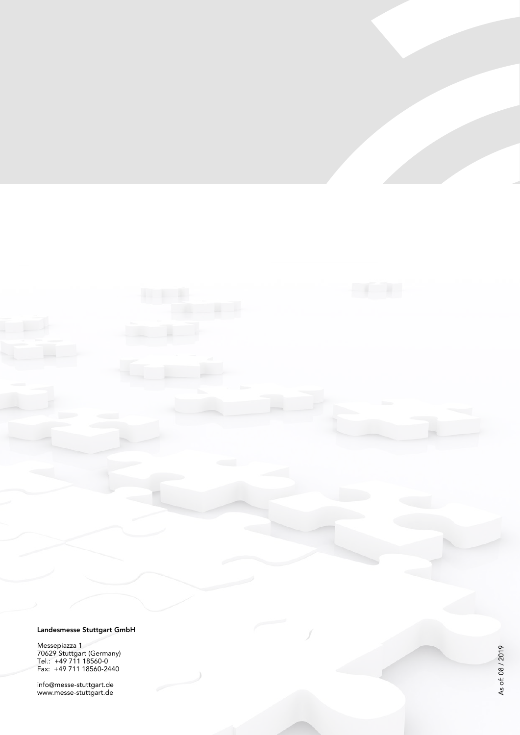**Landesmesse Stuttgart GmbH**

Messepiazza 1
70629 Stuttgart (Germany)
Tel.: +49 711 18560-0
Fax: +49 711 18560-2440

info@messe-stuttgart.de
www.messe-stuttgart.de

As of: 08 / 2019